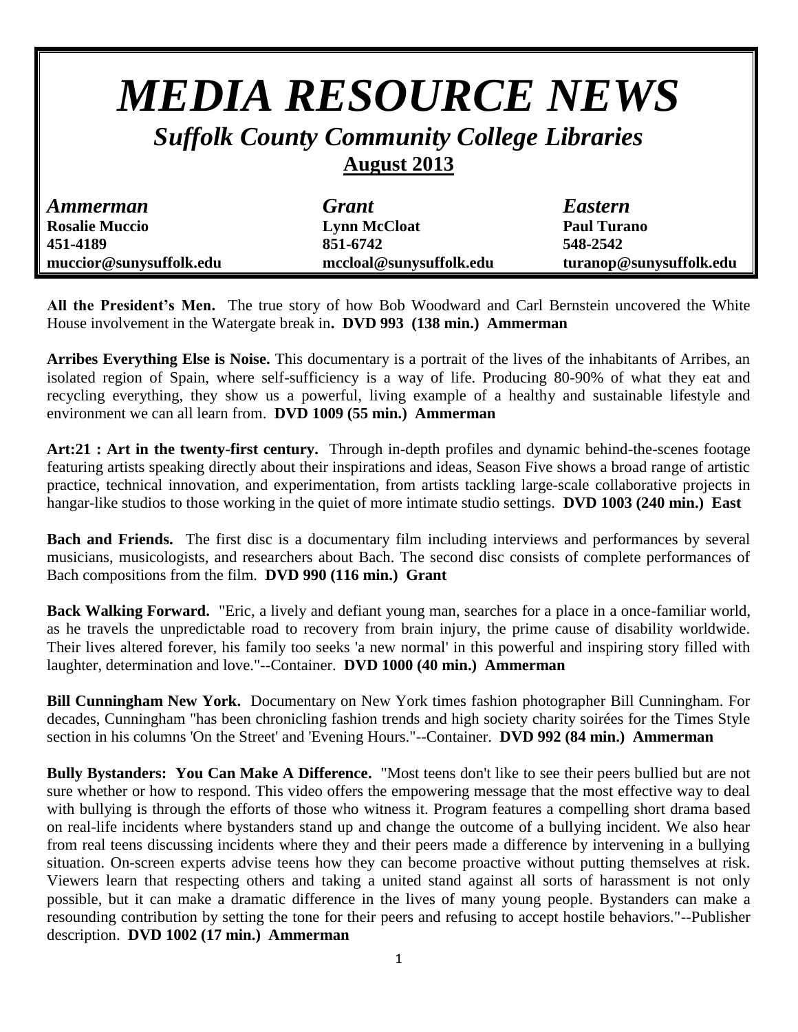# *MEDIA RESOURCE NEWS*

## *Suffolk County Community College Libraries*

**August 2013**

| *Ammerman* | *Grant* | *Eastern* |
| --- | --- | --- |
| **Rosalie Muccio** | **Lynn McCloat** | **Paul Turano** |
| **451-4189** | **851-6742** | **548-2542** |
| **muccior@sunysuffolk.edu** | **mccloal@sunysuffolk.edu** | **turanop@sunysuffolk.edu** |

**All the President's Men.** The true story of how Bob Woodward and Carl Bernstein uncovered the White House involvement in the Watergate break in**. DVD 993 (138 min.) Ammerman**

**Arribes Everything Else is Noise.** This documentary is a portrait of the lives of the inhabitants of Arribes, an isolated region of Spain, where self-sufficiency is a way of life. Producing 80-90% of what they eat and recycling everything, they show us a powerful, living example of a healthy and sustainable lifestyle and environment we can all learn from. **DVD 1009 (55 min.) Ammerman**

**Art:21 : Art in the twenty-first century.** Through in-depth profiles and dynamic behind-the-scenes footage featuring artists speaking directly about their inspirations and ideas, Season Five shows a broad range of artistic practice, technical innovation, and experimentation, from artists tackling large-scale collaborative projects in hangar-like studios to those working in the quiet of more intimate studio settings. **DVD 1003 (240 min.) East**

**Bach and Friends.** The first disc is a documentary film including interviews and performances by several musicians, musicologists, and researchers about Bach. The second disc consists of complete performances of Bach compositions from the film. **DVD 990 (116 min.) Grant**

**Back Walking Forward.** "Eric, a lively and defiant young man, searches for a place in a once-familiar world, as he travels the unpredictable road to recovery from brain injury, the prime cause of disability worldwide. Their lives altered forever, his family too seeks 'a new normal' in this powerful and inspiring story filled with laughter, determination and love."--Container. **DVD 1000 (40 min.) Ammerman**

**Bill Cunningham New York.** Documentary on New York times fashion photographer Bill Cunningham. For decades, Cunningham "has been chronicling fashion trends and high society charity soirées for the Times Style section in his columns 'On the Street' and 'Evening Hours."--Container. **DVD 992 (84 min.) Ammerman**

**Bully Bystanders: You Can Make A Difference.** "Most teens don't like to see their peers bullied but are not sure whether or how to respond. This video offers the empowering message that the most effective way to deal with bullying is through the efforts of those who witness it. Program features a compelling short drama based on real-life incidents where bystanders stand up and change the outcome of a bullying incident. We also hear from real teens discussing incidents where they and their peers made a difference by intervening in a bullying situation. On-screen experts advise teens how they can become proactive without putting themselves at risk. Viewers learn that respecting others and taking a united stand against all sorts of harassment is not only possible, but it can make a dramatic difference in the lives of many young people. Bystanders can make a resounding contribution by setting the tone for their peers and refusing to accept hostile behaviors."--Publisher description. **DVD 1002 (17 min.) Ammerman**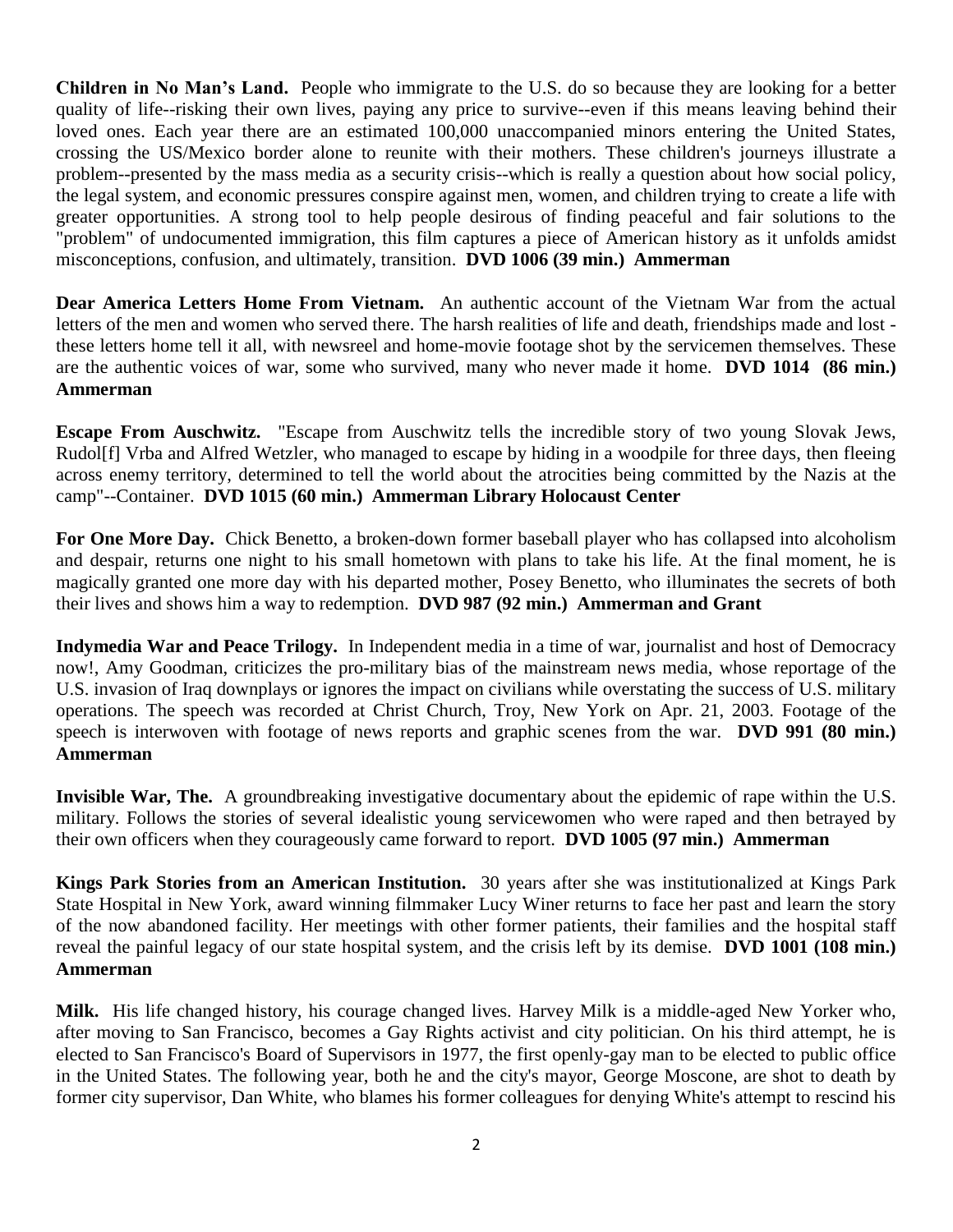**Children in No Man's Land.** People who immigrate to the U.S. do so because they are looking for a better quality of life--risking their own lives, paying any price to survive--even if this means leaving behind their loved ones. Each year there are an estimated 100,000 unaccompanied minors entering the United States, crossing the US/Mexico border alone to reunite with their mothers. These children's journeys illustrate a problem--presented by the mass media as a security crisis--which is really a question about how social policy, the legal system, and economic pressures conspire against men, women, and children trying to create a life with greater opportunities. A strong tool to help people desirous of finding peaceful and fair solutions to the "problem" of undocumented immigration, this film captures a piece of American history as it unfolds amidst misconceptions, confusion, and ultimately, transition. **DVD 1006 (39 min.) Ammerman**

**Dear America Letters Home From Vietnam.** An authentic account of the Vietnam War from the actual letters of the men and women who served there. The harsh realities of life and death, friendships made and lost - these letters home tell it all, with newsreel and home-movie footage shot by the servicemen themselves. These are the authentic voices of war, some who survived, many who never made it home. **DVD 1014 (86 min.) Ammerman**

**Escape From Auschwitz.** "Escape from Auschwitz tells the incredible story of two young Slovak Jews, Rudol[f] Vrba and Alfred Wetzler, who managed to escape by hiding in a woodpile for three days, then fleeing across enemy territory, determined to tell the world about the atrocities being committed by the Nazis at the camp"--Container. **DVD 1015 (60 min.) Ammerman Library Holocaust Center**

**For One More Day.** Chick Benetto, a broken-down former baseball player who has collapsed into alcoholism and despair, returns one night to his small hometown with plans to take his life. At the final moment, he is magically granted one more day with his departed mother, Posey Benetto, who illuminates the secrets of both their lives and shows him a way to redemption. **DVD 987 (92 min.) Ammerman and Grant**

**Indymedia War and Peace Trilogy.** In Independent media in a time of war, journalist and host of Democracy now!, Amy Goodman, criticizes the pro-military bias of the mainstream news media, whose reportage of the U.S. invasion of Iraq downplays or ignores the impact on civilians while overstating the success of U.S. military operations. The speech was recorded at Christ Church, Troy, New York on Apr. 21, 2003. Footage of the speech is interwoven with footage of news reports and graphic scenes from the war. **DVD 991 (80 min.) Ammerman**

**Invisible War, The.** A groundbreaking investigative documentary about the epidemic of rape within the U.S. military. Follows the stories of several idealistic young servicewomen who were raped and then betrayed by their own officers when they courageously came forward to report. **DVD 1005 (97 min.) Ammerman**

**Kings Park Stories from an American Institution.** 30 years after she was institutionalized at Kings Park State Hospital in New York, award winning filmmaker Lucy Winer returns to face her past and learn the story of the now abandoned facility. Her meetings with other former patients, their families and the hospital staff reveal the painful legacy of our state hospital system, and the crisis left by its demise. **DVD 1001 (108 min.) Ammerman**

**Milk.** His life changed history, his courage changed lives. Harvey Milk is a middle-aged New Yorker who, after moving to San Francisco, becomes a Gay Rights activist and city politician. On his third attempt, he is elected to San Francisco's Board of Supervisors in 1977, the first openly-gay man to be elected to public office in the United States. The following year, both he and the city's mayor, George Moscone, are shot to death by former city supervisor, Dan White, who blames his former colleagues for denying White's attempt to rescind his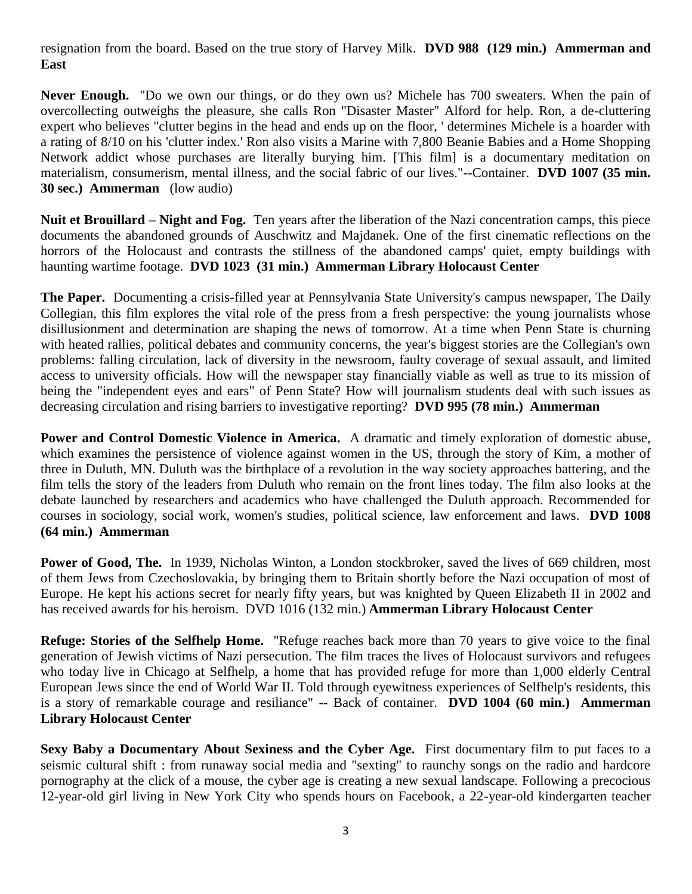resignation from the board. Based on the true story of Harvey Milk. **DVD 988 (129 min.) Ammerman and East**

**Never Enough.** "Do we own our things, or do they own us? Michele has 700 sweaters. When the pain of overcollecting outweighs the pleasure, she calls Ron "Disaster Master" Alford for help. Ron, a de-cluttering expert who believes "clutter begins in the head and ends up on the floor, ' determines Michele is a hoarder with a rating of 8/10 on his 'clutter index.' Ron also visits a Marine with 7,800 Beanie Babies and a Home Shopping Network addict whose purchases are literally burying him. [This film] is a documentary meditation on materialism, consumerism, mental illness, and the social fabric of our lives."--Container. **DVD 1007 (35 min. 30 sec.) Ammerman** (low audio)

**Nuit et Brouillard – Night and Fog.** Ten years after the liberation of the Nazi concentration camps, this piece documents the abandoned grounds of Auschwitz and Majdanek. One of the first cinematic reflections on the horrors of the Holocaust and contrasts the stillness of the abandoned camps' quiet, empty buildings with haunting wartime footage. **DVD 1023 (31 min.) Ammerman Library Holocaust Center**

**The Paper.** Documenting a crisis-filled year at Pennsylvania State University's campus newspaper, The Daily Collegian, this film explores the vital role of the press from a fresh perspective: the young journalists whose disillusionment and determination are shaping the news of tomorrow. At a time when Penn State is churning with heated rallies, political debates and community concerns, the year's biggest stories are the Collegian's own problems: falling circulation, lack of diversity in the newsroom, faulty coverage of sexual assault, and limited access to university officials. How will the newspaper stay financially viable as well as true to its mission of being the "independent eyes and ears" of Penn State? How will journalism students deal with such issues as decreasing circulation and rising barriers to investigative reporting? **DVD 995 (78 min.) Ammerman**

**Power and Control Domestic Violence in America.** A dramatic and timely exploration of domestic abuse, which examines the persistence of violence against women in the US, through the story of Kim, a mother of three in Duluth, MN. Duluth was the birthplace of a revolution in the way society approaches battering, and the film tells the story of the leaders from Duluth who remain on the front lines today. The film also looks at the debate launched by researchers and academics who have challenged the Duluth approach. Recommended for courses in sociology, social work, women's studies, political science, law enforcement and laws. **DVD 1008 (64 min.) Ammerman**

**Power of Good, The.** In 1939, Nicholas Winton, a London stockbroker, saved the lives of 669 children, most of them Jews from Czechoslovakia, by bringing them to Britain shortly before the Nazi occupation of most of Europe. He kept his actions secret for nearly fifty years, but was knighted by Queen Elizabeth II in 2002 and has received awards for his heroism. DVD 1016 (132 min.) **Ammerman Library Holocaust Center**

**Refuge: Stories of the Selfhelp Home.** "Refuge reaches back more than 70 years to give voice to the final generation of Jewish victims of Nazi persecution. The film traces the lives of Holocaust survivors and refugees who today live in Chicago at Selfhelp, a home that has provided refuge for more than 1,000 elderly Central European Jews since the end of World War II. Told through eyewitness experiences of Selfhelp's residents, this is a story of remarkable courage and resiliance" -- Back of container. **DVD 1004 (60 min.) Ammerman Library Holocaust Center**

**Sexy Baby a Documentary About Sexiness and the Cyber Age.** First documentary film to put faces to a seismic cultural shift : from runaway social media and "sexting" to raunchy songs on the radio and hardcore pornography at the click of a mouse, the cyber age is creating a new sexual landscape. Following a precocious 12-year-old girl living in New York City who spends hours on Facebook, a 22-year-old kindergarten teacher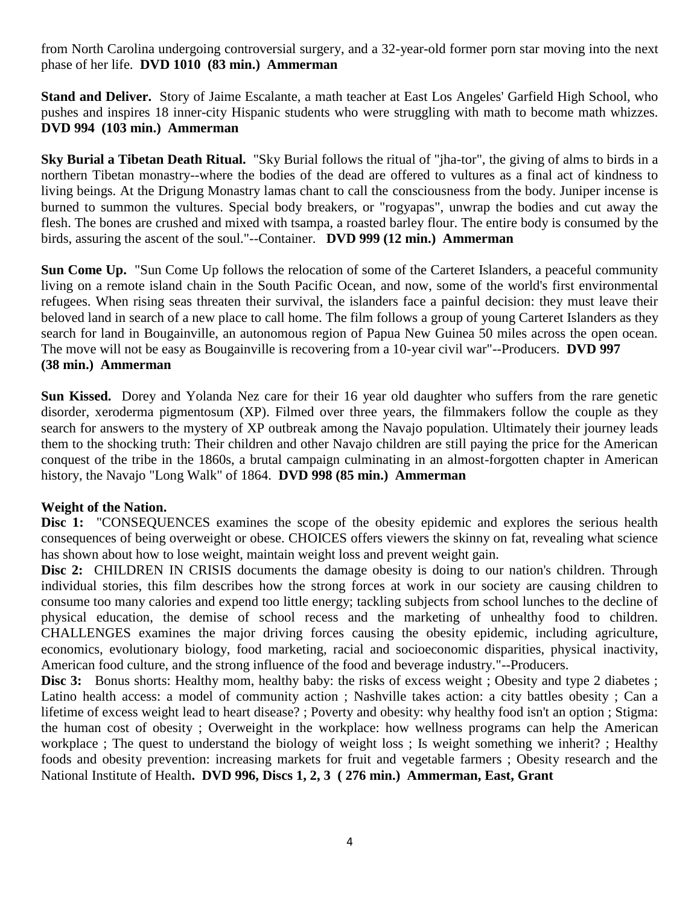from North Carolina undergoing controversial surgery, and a 32-year-old former porn star moving into the next phase of her life. **DVD 1010 (83 min.) Ammerman**

**Stand and Deliver.** Story of Jaime Escalante, a math teacher at East Los Angeles' Garfield High School, who pushes and inspires 18 inner-city Hispanic students who were struggling with math to become math whizzes. **DVD 994 (103 min.) Ammerman**

**Sky Burial a Tibetan Death Ritual.** "Sky Burial follows the ritual of "jha-tor", the giving of alms to birds in a northern Tibetan monastry--where the bodies of the dead are offered to vultures as a final act of kindness to living beings. At the Drigung Monastry lamas chant to call the consciousness from the body. Juniper incense is burned to summon the vultures. Special body breakers, or "rogyapas", unwrap the bodies and cut away the flesh. The bones are crushed and mixed with tsampa, a roasted barley flour. The entire body is consumed by the birds, assuring the ascent of the soul."--Container. **DVD 999 (12 min.) Ammerman**

**Sun Come Up.** "Sun Come Up follows the relocation of some of the Carteret Islanders, a peaceful community living on a remote island chain in the South Pacific Ocean, and now, some of the world's first environmental refugees. When rising seas threaten their survival, the islanders face a painful decision: they must leave their beloved land in search of a new place to call home. The film follows a group of young Carteret Islanders as they search for land in Bougainville, an autonomous region of Papua New Guinea 50 miles across the open ocean. The move will not be easy as Bougainville is recovering from a 10-year civil war"--Producers. **DVD 997 (38 min.) Ammerman**

**Sun Kissed.** Dorey and Yolanda Nez care for their 16 year old daughter who suffers from the rare genetic disorder, xeroderma pigmentosum (XP). Filmed over three years, the filmmakers follow the couple as they search for answers to the mystery of XP outbreak among the Navajo population. Ultimately their journey leads them to the shocking truth: Their children and other Navajo children are still paying the price for the American conquest of the tribe in the 1860s, a brutal campaign culminating in an almost-forgotten chapter in American history, the Navajo "Long Walk" of 1864. **DVD 998 (85 min.) Ammerman**

**Weight of the Nation.**

**Disc 1:** "CONSEQUENCES examines the scope of the obesity epidemic and explores the serious health consequences of being overweight or obese. CHOICES offers viewers the skinny on fat, revealing what science has shown about how to lose weight, maintain weight loss and prevent weight gain.

**Disc 2:** CHILDREN IN CRISIS documents the damage obesity is doing to our nation's children. Through individual stories, this film describes how the strong forces at work in our society are causing children to consume too many calories and expend too little energy; tackling subjects from school lunches to the decline of physical education, the demise of school recess and the marketing of unhealthy food to children. CHALLENGES examines the major driving forces causing the obesity epidemic, including agriculture, economics, evolutionary biology, food marketing, racial and socioeconomic disparities, physical inactivity, American food culture, and the strong influence of the food and beverage industry."--Producers.

**Disc 3:** Bonus shorts: Healthy mom, healthy baby: the risks of excess weight ; Obesity and type 2 diabetes ; Latino health access: a model of community action ; Nashville takes action: a city battles obesity ; Can a lifetime of excess weight lead to heart disease? ; Poverty and obesity: why healthy food isn't an option ; Stigma: the human cost of obesity ; Overweight in the workplace: how wellness programs can help the American workplace ; The quest to understand the biology of weight loss ; Is weight something we inherit? ; Healthy foods and obesity prevention: increasing markets for fruit and vegetable farmers ; Obesity research and the National Institute of Health**. DVD 996, Discs 1, 2, 3 ( 276 min.) Ammerman, East, Grant**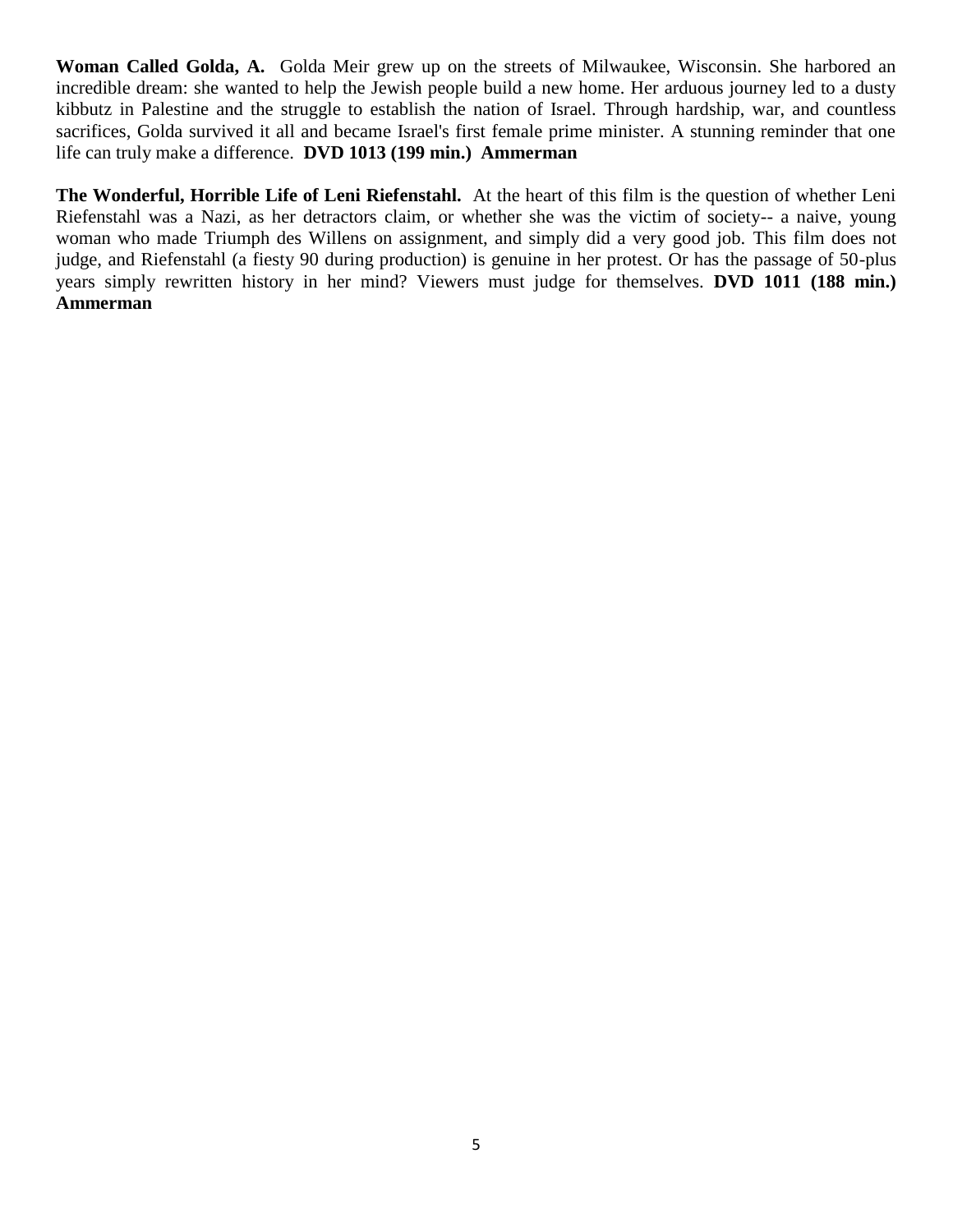**Woman Called Golda, A.** Golda Meir grew up on the streets of Milwaukee, Wisconsin. She harbored an incredible dream: she wanted to help the Jewish people build a new home. Her arduous journey led to a dusty kibbutz in Palestine and the struggle to establish the nation of Israel. Through hardship, war, and countless sacrifices, Golda survived it all and became Israel's first female prime minister. A stunning reminder that one life can truly make a difference. **DVD 1013 (199 min.) Ammerman**

**The Wonderful, Horrible Life of Leni Riefenstahl.** At the heart of this film is the question of whether Leni Riefenstahl was a Nazi, as her detractors claim, or whether she was the victim of society-- a naive, young woman who made Triumph des Willens on assignment, and simply did a very good job. This film does not judge, and Riefenstahl (a fiesty 90 during production) is genuine in her protest. Or has the passage of 50-plus years simply rewritten history in her mind? Viewers must judge for themselves. **DVD 1011 (188 min.) Ammerman**